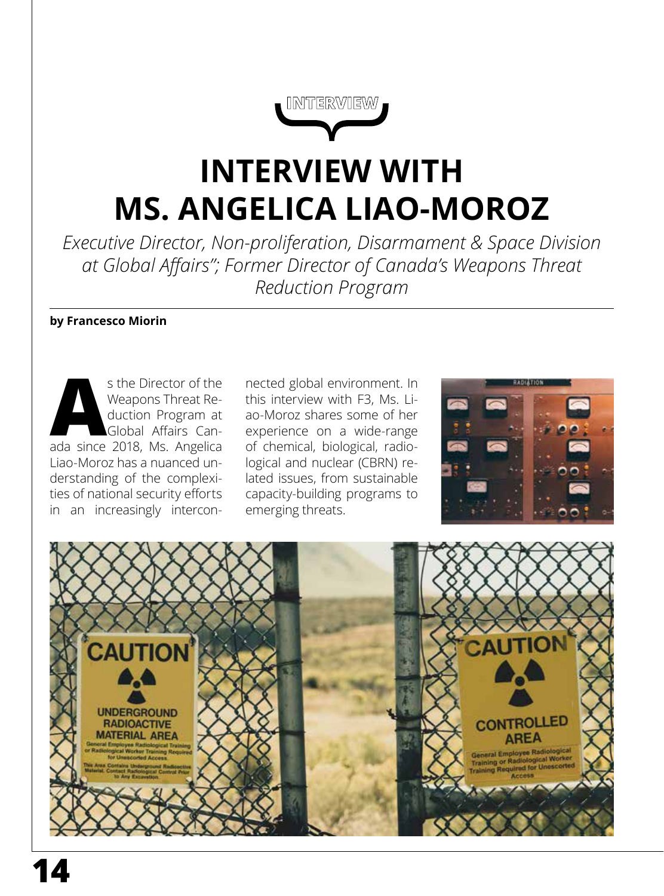INTERVIEW

# INTERVIEW WITH MS. ANGELICA LIAO-MOROZ

*Executive Director, Non-proliferation, Disarmament & Space Division at Global Affairs"; Former Director of Canada's Weapons Threat Reduction Program*

**by Francesco Miorin**

As the Director of the Weapons Threat Reduction Program at Global Affairs Canada since 2018, Ms. Angelica Liao-Moroz has a nuanced understanding of the complexities of national security efforts in an increasingly interconnected global environment. In this interview with F3, Ms. Liao-Moroz shares some of her experience on a wide-range of chemical, biological, radiological and nuclear (CBRN) related issues, from sustainable capacity-building programs to emerging threats.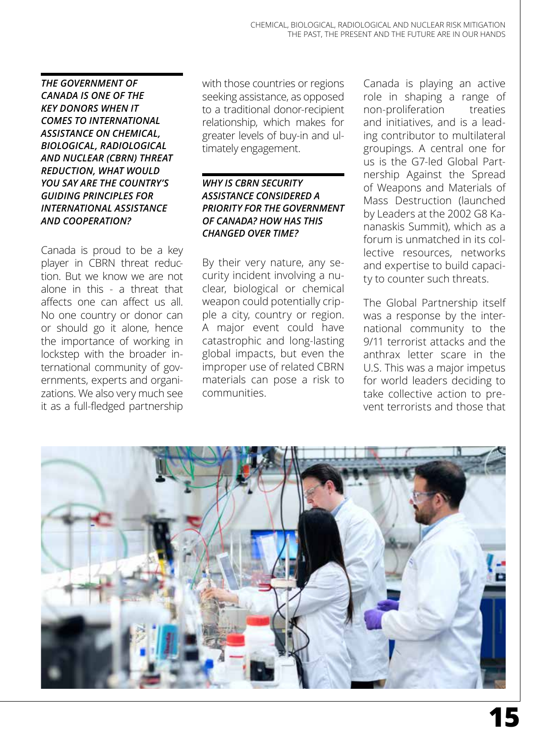***THE GOVERNMENT OF CANADA IS ONE OF THE KEY DONORS WHEN IT COMES TO INTERNATIONAL ASSISTANCE ON CHEMICAL, BIOLOGICAL, RADIOLOGICAL AND NUCLEAR (CBRN) THREAT REDUCTION, WHAT WOULD YOU SAY ARE THE COUNTRY'S GUIDING PRINCIPLES FOR INTERNATIONAL ASSISTANCE AND COOPERATION?***

Canada is proud to be a key player in CBRN threat reduction. But we know we are not alone in this - a threat that affects one can affect us all. No one country or donor can or should go it alone, hence the importance of working in lockstep with the broader international community of governments, experts and organizations. We also very much see it as a full-fledged partnership with those countries or regions seeking assistance, as opposed to a traditional donor-recipient relationship, which makes for greater levels of buy-in and ultimately engagement.

***WHY IS CBRN SECURITY ASSISTANCE CONSIDERED A PRIORITY FOR THE GOVERNMENT OF CANADA? HOW HAS THIS CHANGED OVER TIME?***

By their very nature, any security incident involving a nuclear, biological or chemical weapon could potentially cripple a city, country or region. A major event could have catastrophic and long-lasting global impacts, but even the improper use of related CBRN materials can pose a risk to communities.

Canada is playing an active role in shaping a range of non-proliferation treaties and initiatives, and is a leading contributor to multilateral groupings. A central one for us is the G7-led Global Partnership Against the Spread of Weapons and Materials of Mass Destruction (launched by Leaders at the 2002 G8 Kananaskis Summit), which as a forum is unmatched in its collective resources, networks and expertise to build capacity to counter such threats.

The Global Partnership itself was a response by the international community to the 9/11 terrorist attacks and the anthrax letter scare in the U.S. This was a major impetus for world leaders deciding to take collective action to prevent terrorists and those that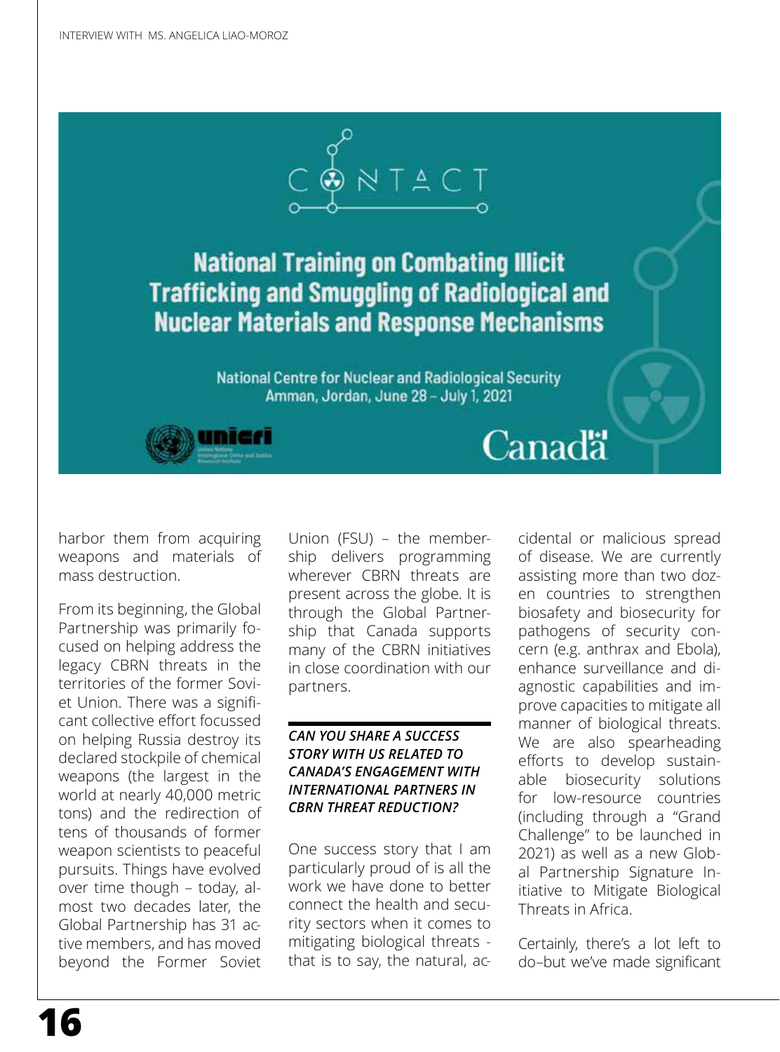CONTACT

National Training on Combating Illicit Trafficking and Smuggling of Radiological and Nuclear Materials and Response Mechanisms

National Centre for Nuclear and Radiological Security
Amman, Jordan, June 28 – July 1, 2021

harbor them from acquiring weapons and materials of mass destruction.

From its beginning, the Global Partnership was primarily focused on helping address the legacy CBRN threats in the territories of the former Soviet Union. There was a significant collective effort focussed on helping Russia destroy its declared stockpile of chemical weapons (the largest in the world at nearly 40,000 metric tons) and the redirection of tens of thousands of former weapon scientists to peaceful pursuits. Things have evolved over time though – today, almost two decades later, the Global Partnership has 31 active members, and has moved beyond the Former Soviet Union (FSU) – the membership delivers programming wherever CBRN threats are present across the globe. It is through the Global Partnership that Canada supports many of the CBRN initiatives in close coordination with our partners.

***CAN YOU SHARE A SUCCESS STORY WITH US RELATED TO CANADA'S ENGAGEMENT WITH INTERNATIONAL PARTNERS IN CBRN THREAT REDUCTION?***

One success story that I am particularly proud of is all the work we have done to better connect the health and security sectors when it comes to mitigating biological threats - that is to say, the natural, accidental or malicious spread of disease. We are currently assisting more than two dozen countries to strengthen biosafety and biosecurity for pathogens of security concern (e.g. anthrax and Ebola), enhance surveillance and diagnostic capabilities and improve capacities to mitigate all manner of biological threats. We are also spearheading efforts to develop sustainable biosecurity solutions for low-resource countries (including through a "Grand Challenge" to be launched in 2021) as well as a new Global Partnership Signature Initiative to Mitigate Biological Threats in Africa.

Certainly, there's a lot left to do–but we've made significant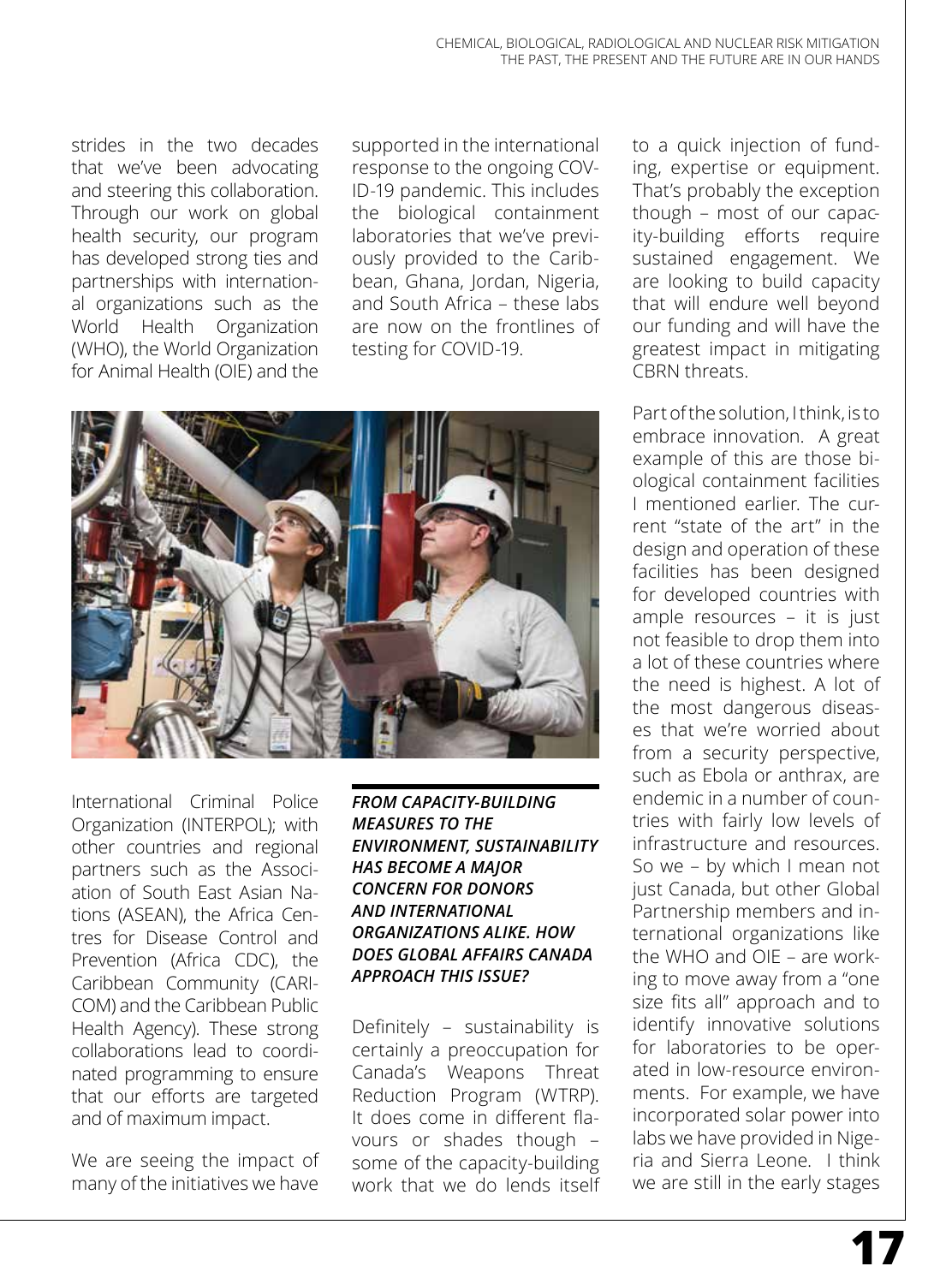strides in the two decades that we've been advocating and steering this collaboration. Through our work on global health security, our program has developed strong ties and partnerships with international organizations such as the World Health Organization (WHO), the World Organization for Animal Health (OIE) and the International Criminal Police Organization (INTERPOL); with other countries and regional partners such as the Association of South East Asian Nations (ASEAN), the Africa Centres for Disease Control and Prevention (Africa CDC), the Caribbean Community (CARICOM) and the Caribbean Public Health Agency). These strong collaborations lead to coordinated programming to ensure that our efforts are targeted and of maximum impact.

We are seeing the impact of many of the initiatives we have supported in the international response to the ongoing COVID-19 pandemic. This includes the biological containment laboratories that we've previously provided to the Caribbean, Ghana, Jordan, Nigeria, and South Africa – these labs are now on the frontlines of testing for COVID-19.

***FROM CAPACITY-BUILDING MEASURES TO THE ENVIRONMENT, SUSTAINABILITY HAS BECOME A MAJOR CONCERN FOR DONORS AND INTERNATIONAL ORGANIZATIONS ALIKE. HOW DOES GLOBAL AFFAIRS CANADA APPROACH THIS ISSUE?***

Definitely – sustainability is certainly a preoccupation for Canada's Weapons Threat Reduction Program (WTRP). It does come in different flavours or shades though – some of the capacity-building work that we do lends itself to a quick injection of funding, expertise or equipment. That's probably the exception though – most of our capacity-building efforts require sustained engagement. We are looking to build capacity that will endure well beyond our funding and will have the greatest impact in mitigating CBRN threats.

Part of the solution, I think, is to embrace innovation. A great example of this are those biological containment facilities I mentioned earlier. The current "state of the art" in the design and operation of these facilities has been designed for developed countries with ample resources – it is just not feasible to drop them into a lot of these countries where the need is highest. A lot of the most dangerous diseases that we're worried about from a security perspective, such as Ebola or anthrax, are endemic in a number of countries with fairly low levels of infrastructure and resources. So we – by which I mean not just Canada, but other Global Partnership members and international organizations like the WHO and OIE – are working to move away from a "one size fits all" approach and to identify innovative solutions for laboratories to be operated in low-resource environments. For example, we have incorporated solar power into labs we have provided in Nigeria and Sierra Leone. I think we are still in the early stages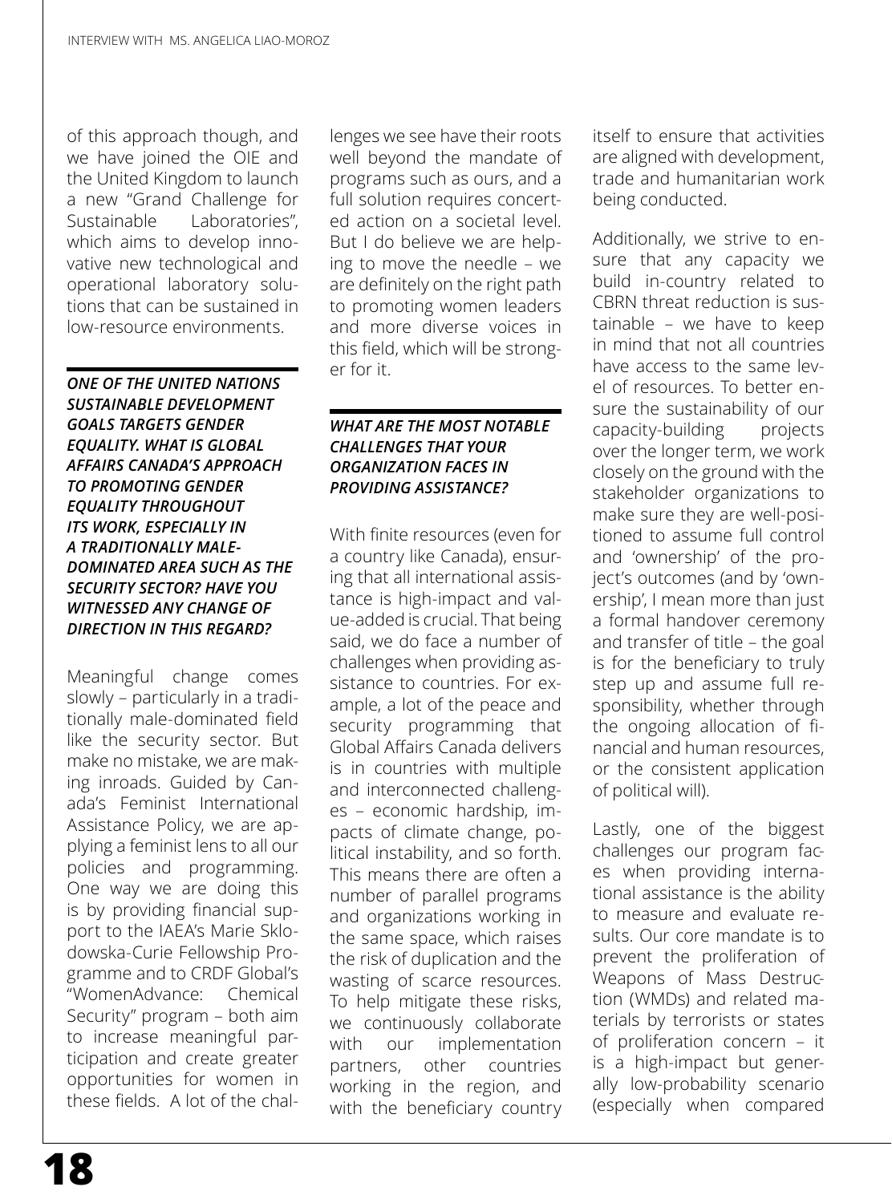of this approach though, and we have joined the OIE and the United Kingdom to launch a new "Grand Challenge for Sustainable Laboratories", which aims to develop innovative new technological and operational laboratory solutions that can be sustained in low-resource environments.

***ONE OF THE UNITED NATIONS SUSTAINABLE DEVELOPMENT GOALS TARGETS GENDER EQUALITY. WHAT IS GLOBAL AFFAIRS CANADA'S APPROACH TO PROMOTING GENDER EQUALITY THROUGHOUT ITS WORK, ESPECIALLY IN A TRADITIONALLY MALE-DOMINATED AREA SUCH AS THE SECURITY SECTOR? HAVE YOU WITNESSED ANY CHANGE OF DIRECTION IN THIS REGARD?***

Meaningful change comes slowly – particularly in a traditionally male-dominated field like the security sector. But make no mistake, we are making inroads. Guided by Canada's Feminist International Assistance Policy, we are applying a feminist lens to all our policies and programming. One way we are doing this is by providing financial support to the IAEA's Marie Sklodowska-Curie Fellowship Programme and to CRDF Global's "WomenAdvance: Chemical Security" program – both aim to increase meaningful participation and create greater opportunities for women in these fields. A lot of the challenges we see have their roots well beyond the mandate of programs such as ours, and a full solution requires concerted action on a societal level. But I do believe we are helping to move the needle – we are definitely on the right path to promoting women leaders and more diverse voices in this field, which will be stronger for it.

***WHAT ARE THE MOST NOTABLE CHALLENGES THAT YOUR ORGANIZATION FACES IN PROVIDING ASSISTANCE?***

With finite resources (even for a country like Canada), ensuring that all international assistance is high-impact and value-added is crucial. That being said, we do face a number of challenges when providing assistance to countries. For example, a lot of the peace and security programming that Global Affairs Canada delivers is in countries with multiple and interconnected challenges – economic hardship, impacts of climate change, political instability, and so forth. This means there are often a number of parallel programs and organizations working in the same space, which raises the risk of duplication and the wasting of scarce resources. To help mitigate these risks, we continuously collaborate with our implementation partners, other countries working in the region, and with the beneficiary country itself to ensure that activities are aligned with development, trade and humanitarian work being conducted.

Additionally, we strive to ensure that any capacity we build in-country related to CBRN threat reduction is sustainable – we have to keep in mind that not all countries have access to the same level of resources. To better ensure the sustainability of our capacity-building projects over the longer term, we work closely on the ground with the stakeholder organizations to make sure they are well-positioned to assume full control and 'ownership' of the project's outcomes (and by 'ownership', I mean more than just a formal handover ceremony and transfer of title – the goal is for the beneficiary to truly step up and assume full responsibility, whether through the ongoing allocation of financial and human resources, or the consistent application of political will).

Lastly, one of the biggest challenges our program faces when providing international assistance is the ability to measure and evaluate results. Our core mandate is to prevent the proliferation of Weapons of Mass Destruction (WMDs) and related materials by terrorists or states of proliferation concern – it is a high-impact but generally low-probability scenario (especially when compared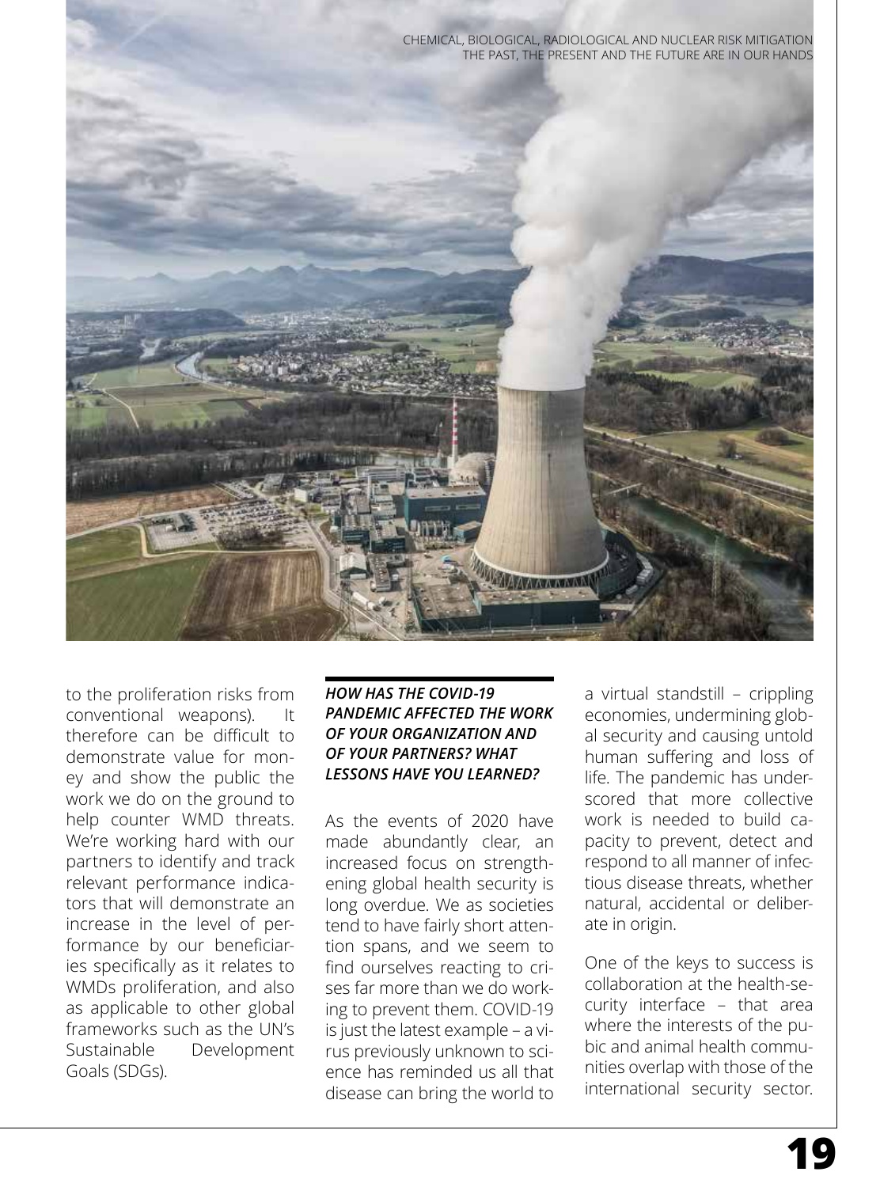to the proliferation risks from conventional weapons). It therefore can be difficult to demonstrate value for money and show the public the work we do on the ground to help counter WMD threats. We're working hard with our partners to identify and track relevant performance indicators that will demonstrate an increase in the level of performance by our beneficiaries specifically as it relates to WMDs proliferation, and also as applicable to other global frameworks such as the UN's Sustainable Development Goals (SDGs).

### *HOW HAS THE COVID-19 PANDEMIC AFFECTED THE WORK OF YOUR ORGANIZATION AND OF YOUR PARTNERS? WHAT LESSONS HAVE YOU LEARNED?*

As the events of 2020 have made abundantly clear, an increased focus on strengthening global health security is long overdue. We as societies tend to have fairly short attention spans, and we seem to find ourselves reacting to crises far more than we do working to prevent them. COVID-19 is just the latest example – a virus previously unknown to science has reminded us all that disease can bring the world to a virtual standstill – crippling economies, undermining global security and causing untold human suffering and loss of life. The pandemic has underscored that more collective work is needed to build capacity to prevent, detect and respond to all manner of infectious disease threats, whether natural, accidental or deliberate in origin.

One of the keys to success is collaboration at the health-security interface – that area where the interests of the pubic and animal health communities overlap with those of the international security sector.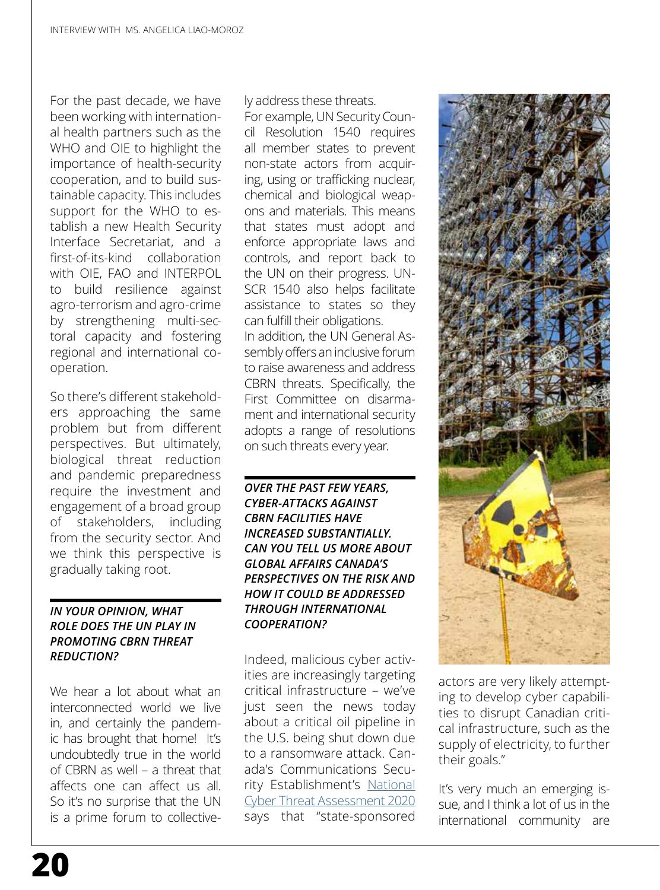For the past decade, we have been working with international health partners such as the WHO and OIE to highlight the importance of health-security cooperation, and to build sustainable capacity. This includes support for the WHO to establish a new Health Security Interface Secretariat, and a first-of-its-kind collaboration with OIE, FAO and INTERPOL to build resilience against agro-terrorism and agro-crime by strengthening multi-sectoral capacity and fostering regional and international cooperation.

So there's different stakeholders approaching the same problem but from different perspectives. But ultimately, biological threat reduction and pandemic preparedness require the investment and engagement of a broad group of stakeholders, including from the security sector. And we think this perspective is gradually taking root.

### *IN YOUR OPINION, WHAT ROLE DOES THE UN PLAY IN PROMOTING CBRN THREAT REDUCTION?*

We hear a lot about what an interconnected world we live in, and certainly the pandemic has brought that home! It's undoubtedly true in the world of CBRN as well – a threat that affects one can affect us all. So it's no surprise that the UN is a prime forum to collectively address these threats.

For example, UN Security Council Resolution 1540 requires all member states to prevent non-state actors from acquiring, using or trafficking nuclear, chemical and biological weapons and materials. This means that states must adopt and enforce appropriate laws and controls, and report back to the UN on their progress. UNSCR 1540 also helps facilitate assistance to states so they can fulfill their obligations.

In addition, the UN General Assembly offers an inclusive forum to raise awareness and address CBRN threats. Specifically, the First Committee on disarmament and international security adopts a range of resolutions on such threats every year.

### *OVER THE PAST FEW YEARS, CYBER-ATTACKS AGAINST CBRN FACILITIES HAVE INCREASED SUBSTANTIALLY. CAN YOU TELL US MORE ABOUT GLOBAL AFFAIRS CANADA'S PERSPECTIVES ON THE RISK AND HOW IT COULD BE ADDRESSED THROUGH INTERNATIONAL COOPERATION?*

Indeed, malicious cyber activities are increasingly targeting critical infrastructure – we've just seen the news today about a critical oil pipeline in the U.S. being shut down due to a ransomware attack. Canada's Communications Security Establishment's National Cyber Threat Assessment 2020 says that "state-sponsored actors are very likely attempting to develop cyber capabilities to disrupt Canadian critical infrastructure, such as the supply of electricity, to further their goals."

It's very much an emerging issue, and I think a lot of us in the international community are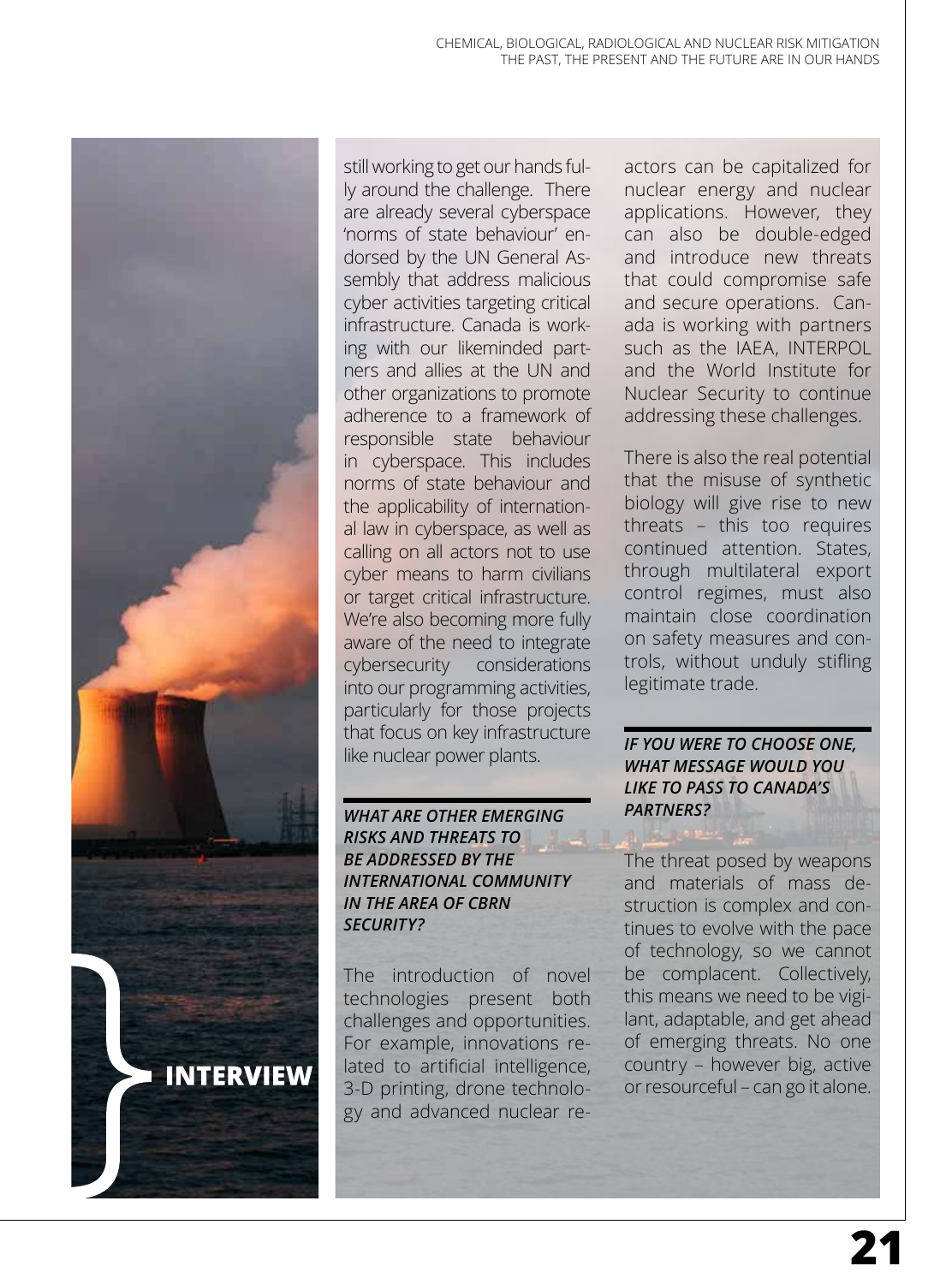still working to get our hands fully around the challenge. There are already several cyberspace 'norms of state behaviour' endorsed by the UN General Assembly that address malicious cyber activities targeting critical infrastructure. Canada is working with our likeminded partners and allies at the UN and other organizations to promote adherence to a framework of responsible state behaviour in cyberspace. This includes norms of state behaviour and the applicability of international law in cyberspace, as well as calling on all actors not to use cyber means to harm civilians or target critical infrastructure. We're also becoming more fully aware of the need to integrate cybersecurity considerations into our programming activities, particularly for those projects that focus on key infrastructure like nuclear power plants.

***WHAT ARE OTHER EMERGING RISKS AND THREATS TO BE ADDRESSED BY THE INTERNATIONAL COMMUNITY IN THE AREA OF CBRN SECURITY?***

The introduction of novel technologies present both challenges and opportunities. For example, innovations related to artificial intelligence, 3-D printing, drone technology and advanced nuclear reactors can be capitalized for nuclear energy and nuclear applications. However, they can also be double-edged and introduce new threats that could compromise safe and secure operations. Canada is working with partners such as the IAEA, INTERPOL and the World Institute for Nuclear Security to continue addressing these challenges.

There is also the real potential that the misuse of synthetic biology will give rise to new threats – this too requires continued attention. States, through multilateral export control regimes, must also maintain close coordination on safety measures and controls, without unduly stifling legitimate trade.

***IF YOU WERE TO CHOOSE ONE, WHAT MESSAGE WOULD YOU LIKE TO PASS TO CANADA'S PARTNERS?***

The threat posed by weapons and materials of mass destruction is complex and continues to evolve with the pace of technology, so we cannot be complacent. Collectively, this means we need to be vigilant, adaptable, and get ahead of emerging threats. No one country – however big, active or resourceful – can go it alone.